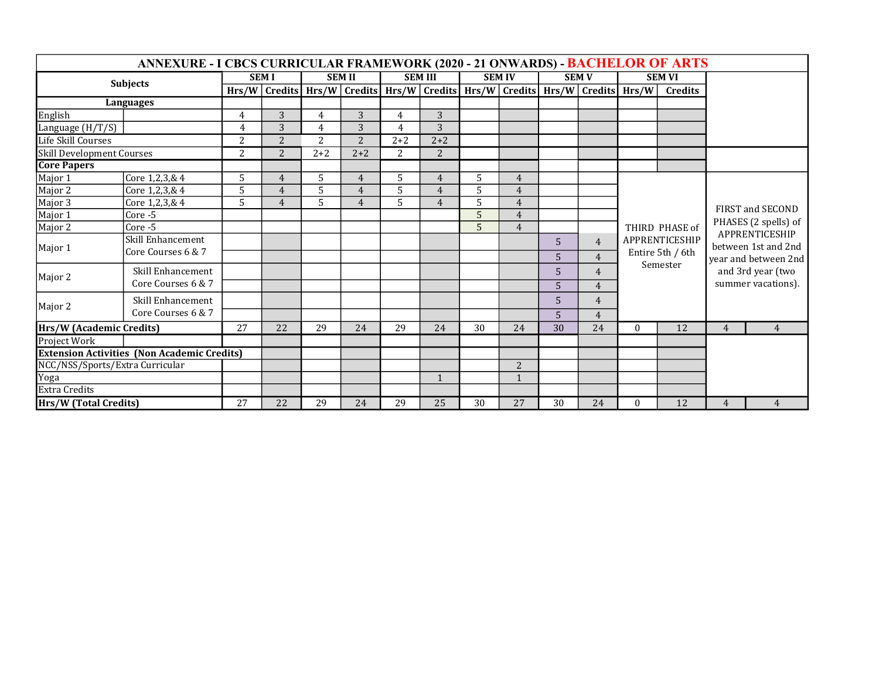# ANNEXURE - I CBCS CURRICULAR FRAMEWORK (2020 - 21 ONWARDS) - BACHELOR OF ARTS

| Subjects | | SEM I | | SEM II | | SEM III | | SEM IV | | SEM V | | SEM VI | | | |
|---|---|---|---|---|---|---|---|---|---|---|---|---|---|---|---|
| | | Hrs/W | Credits | Hrs/W | Credits | Hrs/W | Credits | Hrs/W | Credits | Hrs/W | Credits | Hrs/W | Credits | | |
| **Languages** | | | | | | | | | | | | | | | |
| English | | 4 | 3 | 4 | 3 | 4 | 3 | | | | | | | | |
| Language (H/T/S) | | 4 | 3 | 4 | 3 | 4 | 3 | | | | | | | | |
| Life Skill Courses | | 2 | 2 | 2 | 2 | 2+2 | 2+2 | | | | | | | | |
| Skill Development Courses | | 2 | 2 | 2+2 | 2+2 | 2 | 2 | | | | | | | | |
| **Core Papers** | | | | | | | | | | | | | | | |
| Major 1 | Core 1,2,3,& 4 | 5 | 4 | 5 | 4 | 5 | 4 | 5 | 4 | | | THIRD PHASE of APPRENTICESHIP Entire 5th / 6th Semester | | FIRST and SECOND PHASES (2 spells) of APPRENTICESHIP between 1st and 2nd year and between 2nd and 3rd year (two summer vacations). | |
| Major 2 | Core 1,2,3,& 4 | 5 | 4 | 5 | 4 | 5 | 4 | 5 | 4 | | | | | | |
| Major 3 | Core 1,2,3,& 4 | 5 | 4 | 5 | 4 | 5 | 4 | 5 | 4 | | | | | | |
| Major 1 | Core -5 | | | | | | | 5 | 4 | | | | | | |
| Major 2 | Core -5 | | | | | | | 5 | 4 | | | | | | |
| Major 1 | Skill Enhancement Core Courses 6 & 7 | | | | | | | | | 5 | 4 | | | | |
| | | | | | | | | | | 5 | 4 | | | | |
| Major 2 | Skill Enhancement Core Courses 6 & 7 | | | | | | | | | 5 | 4 | | | | |
| | | | | | | | | | | 5 | 4 | | | | |
| Major 2 | Skill Enhancement Core Courses 6 & 7 | | | | | | | | | 5 | 4 | | | | |
| | | | | | | | | | | 5 | 4 | | | | |
| **Hrs/W (Academic Credits)** | | 27 | 22 | 29 | 24 | 29 | 24 | 30 | 24 | 30 | 24 | 0 | 12 | 4 | 4 |
| Project Work | | | | | | | | | | | | | | | |
| **Extension Activities (Non Academic Credits)** | | | | | | | | | | | | | | | |
| NCC/NSS/Sports/Extra Curricular | | | | | | | | | 2 | | | | | | |
| Yoga | | | | | | | 1 | | 1 | | | | | | |
| Extra Credits | | | | | | | | | | | | | | | |
| **Hrs/W (Total Credits)** | | 27 | 22 | 29 | 24 | 29 | 25 | 30 | 27 | 30 | 24 | 0 | 12 | 4 | 4 |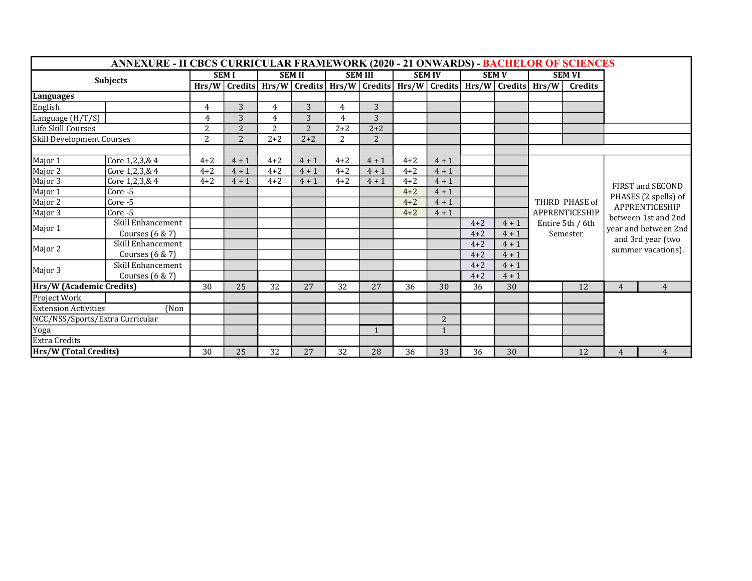# ANNEXURE - II CBCS CURRICULAR FRAMEWORK (2020 - 21 ONWARDS) - BACHELOR OF SCIENCES

| Subjects | | SEM I | | SEM II | | SEM III | | SEM IV | | SEM V | | SEM VI | | | |
|---|---|---|---|---|---|---|---|---|---|---|---|---|---|---|---|
| | | Hrs/W | Credits | Hrs/W | Credits | Hrs/W | Credits | Hrs/W | Credits | Hrs/W | Credits | Hrs/W | Credits | | |
| **Languages** | | | | | | | | | | | | | | | |
| English | | 4 | 3 | 4 | 3 | 4 | 3 | | | | | | | | |
| Language (H/T/S) | | 4 | 3 | 4 | 3 | 4 | 3 | | | | | | | | |
| Life Skill Courses | | 2 | 2 | 2 | 2 | 2+2 | 2+2 | | | | | | | | |
| Skill Development Courses | | 2 | 2 | 2+2 | 2+2 | 2 | 2 | | | | | | | | |
| | | | | | | | | | | | | | | | |
| Major 1 | Core 1,2,3,& 4 | 4+2 | 4 + 1 | 4+2 | 4 + 1 | 4+2 | 4 + 1 | 4+2 | 4 + 1 | | | THIRD PHASE of APPRENTICESHIP Entire 5th / 6th Semester | | FIRST and SECOND PHASES (2 spells) of APPRENTICESHIP between 1st and 2nd year and between 2nd and 3rd year (two summer vacations). | |
| Major 2 | Core 1,2,3,& 4 | 4+2 | 4 + 1 | 4+2 | 4 + 1 | 4+2 | 4 + 1 | 4+2 | 4 + 1 | | | | | | |
| Major 3 | Core 1,2,3,& 4 | 4+2 | 4 + 1 | 4+2 | 4 + 1 | 4+2 | 4 + 1 | 4+2 | 4 + 1 | | | | | | |
| Major 1 | Core -5 | | | | | | | 4+2 | 4 + 1 | | | | | | |
| Major 2 | Core -5 | | | | | | | 4+2 | 4 + 1 | | | | | | |
| Major 3 | Core -5 | | | | | | | 4+2 | 4 + 1 | | | | | | |
| Major 1 | Skill Enhancement Courses (6 & 7) | | | | | | | | | 4+2 | 4 + 1 | | | | |
| | | | | | | | | | | 4+2 | 4 + 1 | | | | |
| Major 2 | Skill Enhancement Courses (6 & 7) | | | | | | | | | 4+2 | 4 + 1 | | | | |
| | | | | | | | | | | 4+2 | 4 + 1 | | | | |
| Major 3 | Skill Enhancement Courses (6 & 7) | | | | | | | | | 4+2 | 4 + 1 | | | | |
| | | | | | | | | | | 4+2 | 4 + 1 | | | | |
| **Hrs/W (Academic Credits)** | | 30 | 25 | 32 | 27 | 32 | 27 | 36 | 30 | 36 | 30 | | 12 | 4 | 4 |
| Project Work | | | | | | | | | | | | | | | |
| Extension Activities (Non | | | | | | | | | | | | | | | |
| NCC/NSS/Sports/Extra Curricular | | | | | | | | | 2 | | | | | | |
| Yoga | | | | | | | 1 | | 1 | | | | | | |
| Extra Credits | | | | | | | | | | | | | | | |
| **Hrs/W (Total Credits)** | | 30 | 25 | 32 | 27 | 32 | 28 | 36 | 33 | 36 | 30 | | 12 | 4 | 4 |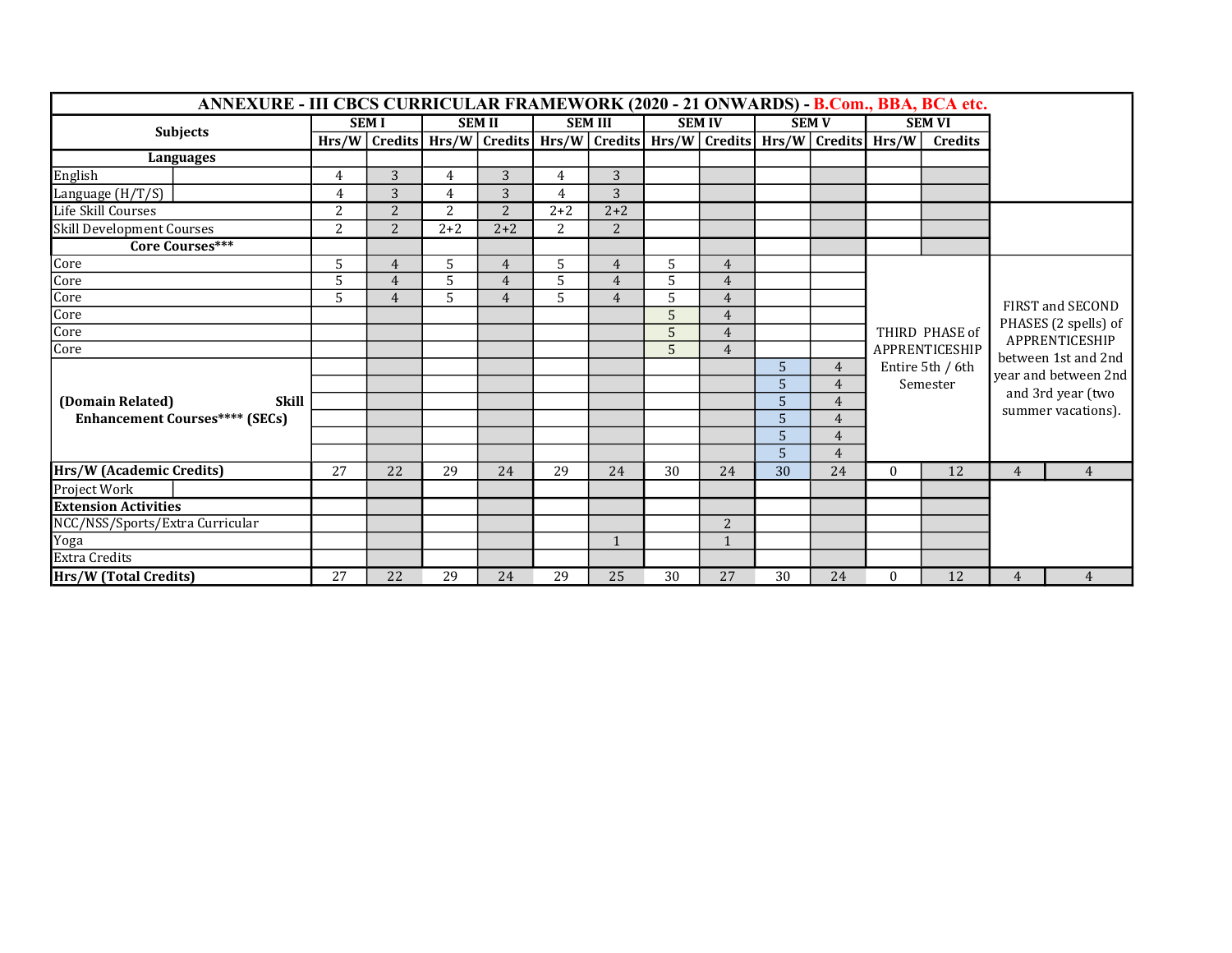# ANNEXURE - III CBCS CURRICULAR FRAMEWORK (2020 - 21 ONWARDS) - B.Com., BBA, BCA etc.

| Subjects | SEM I | | SEM II | | SEM III | | SEM IV | | SEM V | | SEM VI | | | |
|---|---|---|---|---|---|---|---|---|---|---|---|---|---|---|
| | Hrs/W | Credits | Hrs/W | Credits | Hrs/W | Credits | Hrs/W | Credits | Hrs/W | Credits | Hrs/W | Credits | | |
| **Languages** | | | | | | | | | | | | | | |
| English | 4 | 3 | 4 | 3 | 4 | 3 | | | | | | | | |
| Language (H/T/S) | 4 | 3 | 4 | 3 | 4 | 3 | | | | | | | | |
| Life Skill Courses | 2 | 2 | 2 | 2 | 2+2 | 2+2 | | | | | | | | |
| Skill Development Courses | 2 | 2 | 2+2 | 2+2 | 2 | 2 | | | | | | | | |
| **Core Courses*** ** | | | | | | | | | | | | | | |
| Core | 5 | 4 | 5 | 4 | 5 | 4 | 5 | 4 | | | THIRD PHASE of APPRENTICESHIP Entire 5th / 6th Semester | | FIRST and SECOND PHASES (2 spells) of APPRENTICESHIP between 1st and 2nd year and between 2nd and 3rd year (two summer vacations). | |
| Core | 5 | 4 | 5 | 4 | 5 | 4 | 5 | 4 | | | | | | |
| Core | 5 | 4 | 5 | 4 | 5 | 4 | 5 | 4 | | | | | | |
| Core | | | | | | | 5 | 4 | | | | | | |
| Core | | | | | | | 5 | 4 | | | | | | |
| Core | | | | | | | 5 | 4 | | | | | | |
| **(Domain Related) Skill Enhancement Courses**** (SECs)** | | | | | | | | | 5 | 4 | | | | |
| | | | | | | | | | 5 | 4 | | | | |
| | | | | | | | | | 5 | 4 | | | | |
| | | | | | | | | | 5 | 4 | | | | |
| | | | | | | | | | 5 | 4 | | | | |
| | | | | | | | | | 5 | 4 | | | | |
| **Hrs/W (Academic Credits)** | 27 | 22 | 29 | 24 | 29 | 24 | 30 | 24 | 30 | 24 | 0 | 12 | 4 | 4 |
| Project Work | | | | | | | | | | | | | | |
| **Extension Activities** | | | | | | | | | | | | | | |
| NCC/NSS/Sports/Extra Curricular | | | | | | | | 2 | | | | | | |
| Yoga | | | | | | 1 | | 1 | | | | | | |
| Extra Credits | | | | | | | | | | | | | | |
| **Hrs/W (Total Credits)** | 27 | 22 | 29 | 24 | 29 | 25 | 30 | 27 | 30 | 24 | 0 | 12 | 4 | 4 |